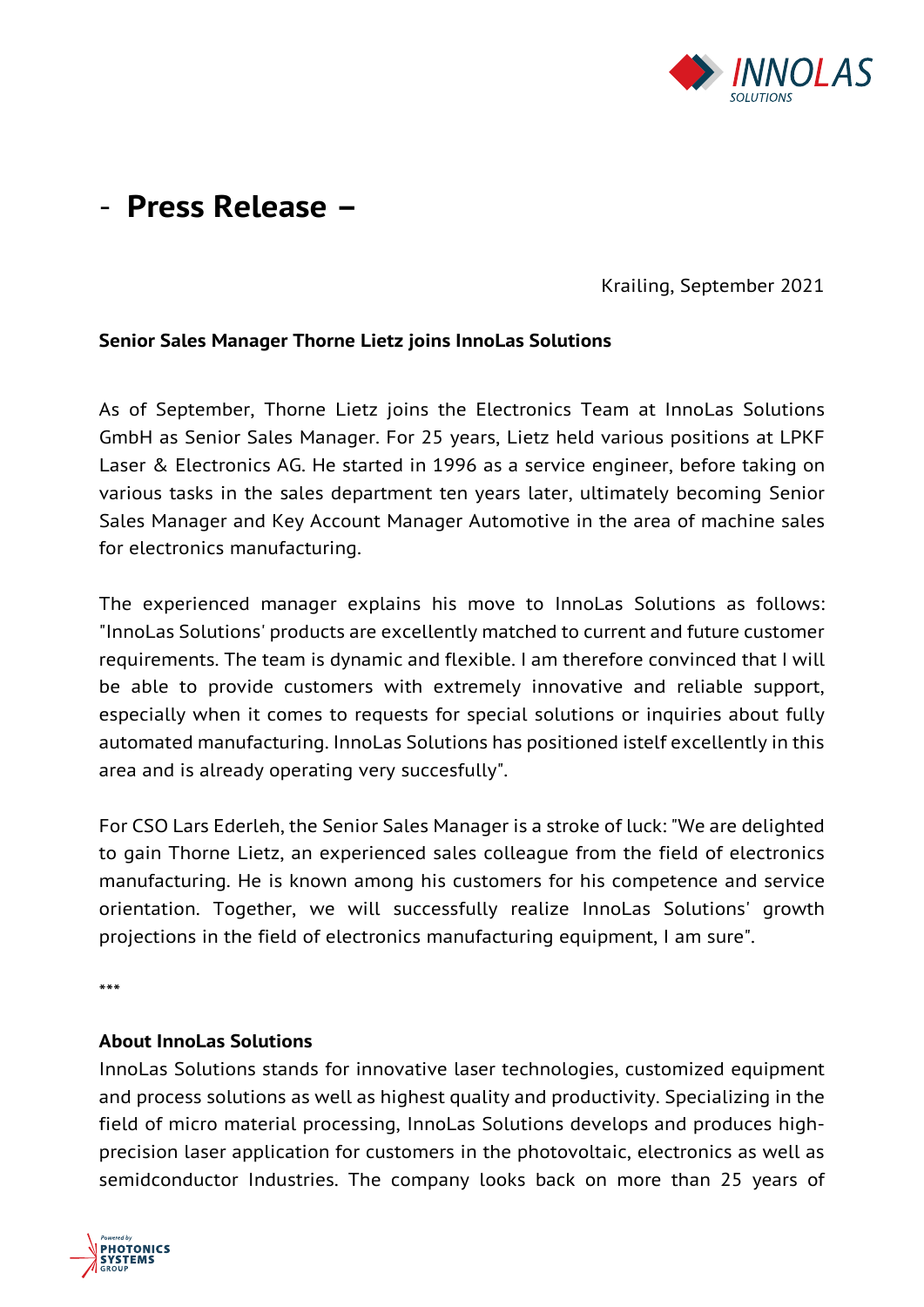# - Press Release –

Krailing, September 2021

**Senior Sales Manager Thorne Lietz joins InnoLas Solutions**

As of September, Thorne Lietz joins the Electronics Team at InnoLas Solutions GmbH as Senior Sales Manager. For 25 years, Lietz held various positions at LPKF Laser & Electronics AG. He started in 1996 as a service engineer, before taking on various tasks in the sales department ten years later, ultimately becoming Senior Sales Manager and Key Account Manager Automotive in the area of machine sales for electronics manufacturing.

The experienced manager explains his move to InnoLas Solutions as follows: "InnoLas Solutions' products are excellently matched to current and future customer requirements. The team is dynamic and flexible. I am therefore convinced that I will be able to provide customers with extremely innovative and reliable support, especially when it comes to requests for special solutions or inquiries about fully automated manufacturing. InnoLas Solutions has positioned istelf excellently in this area and is already operating very succesfully".

For CSO Lars Ederleh, the Senior Sales Manager is a stroke of luck: "We are delighted to gain Thorne Lietz, an experienced sales colleague from the field of electronics manufacturing. He is known among his customers for his competence and service orientation. Together, we will successfully realize InnoLas Solutions' growth projections in the field of electronics manufacturing equipment, I am sure".

***

**About InnoLas Solutions**
InnoLas Solutions stands for innovative laser technologies, customized equipment and process solutions as well as highest quality and productivity. Specializing in the field of micro material processing, InnoLas Solutions develops and produces high-precision laser application for customers in the photovoltaic, electronics as well as semidconductor Industries. The company looks back on more than 25 years of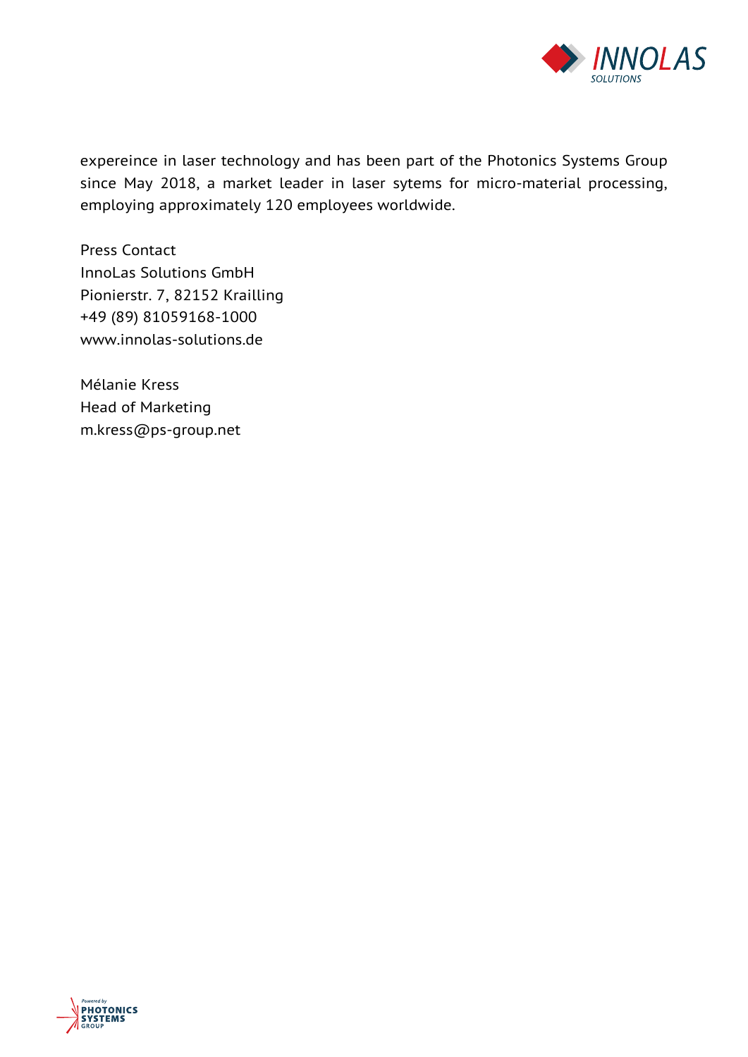expereince in laser technology and has been part of the Photonics Systems Group since May 2018, a market leader in laser sytems for micro-material processing, employing approximately 120 employees worldwide.

Press Contact
InnoLas Solutions GmbH
Pionierstr. 7, 82152 Krailling
+49 (89) 81059168-1000
www.innolas-solutions.de

Mélanie Kress
Head of Marketing
m.kress@ps-group.net